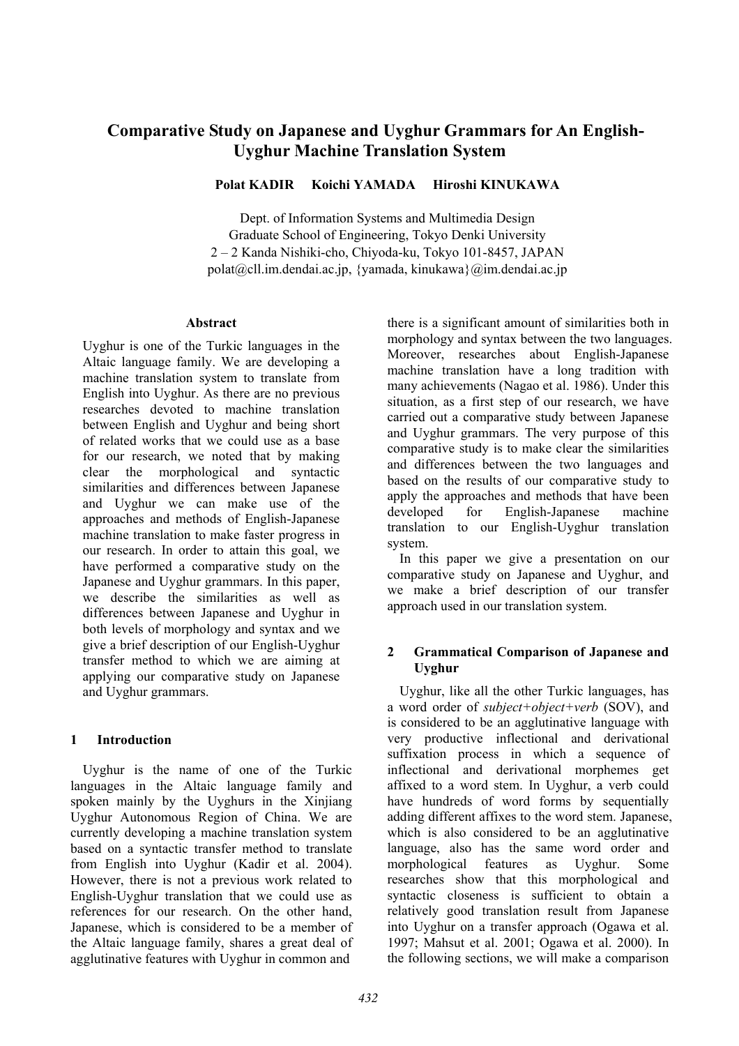# Comparative Study on Japanese and Uyghur Grammars for An English-Uyghur Machine Translation System

**Polat KADIR Koichi YAMADA Hiroshi KINUKAWA**

Dept. of Information Systems and Multimedia Design
Graduate School of Engineering, Tokyo Denki University
2 – 2 Kanda Nishiki-cho, Chiyoda-ku, Tokyo 101-8457, JAPAN
polat@cll.im.dendai.ac.jp, {yamada, kinukawa}@im.dendai.ac.jp

## Abstract

Uyghur is one of the Turkic languages in the Altaic language family. We are developing a machine translation system to translate from English into Uyghur. As there are no previous researches devoted to machine translation between English and Uyghur and being short of related works that we could use as a base for our research, we noted that by making clear the morphological and syntactic similarities and differences between Japanese and Uyghur we can make use of the approaches and methods of English-Japanese machine translation to make faster progress in our research. In order to attain this goal, we have performed a comparative study on the Japanese and Uyghur grammars. In this paper, we describe the similarities as well as differences between Japanese and Uyghur in both levels of morphology and syntax and we give a brief description of our English-Uyghur transfer method to which we are aiming at applying our comparative study on Japanese and Uyghur grammars.

## 1 Introduction

Uyghur is the name of one of the Turkic languages in the Altaic language family and spoken mainly by the Uyghurs in the Xinjiang Uyghur Autonomous Region of China. We are currently developing a machine translation system based on a syntactic transfer method to translate from English into Uyghur (Kadir et al. 2004). However, there is not a previous work related to English-Uyghur translation that we could use as references for our research. On the other hand, Japanese, which is considered to be a member of the Altaic language family, shares a great deal of agglutinative features with Uyghur in common and there is a significant amount of similarities both in morphology and syntax between the two languages. Moreover, researches about English-Japanese machine translation have a long tradition with many achievements (Nagao et al. 1986). Under this situation, as a first step of our research, we have carried out a comparative study between Japanese and Uyghur grammars. The very purpose of this comparative study is to make clear the similarities and differences between the two languages and based on the results of our comparative study to apply the approaches and methods that have been developed for English-Japanese machine translation to our English-Uyghur translation system.

In this paper we give a presentation on our comparative study on Japanese and Uyghur, and we make a brief description of our transfer approach used in our translation system.

## 2 Grammatical Comparison of Japanese and Uyghur

Uyghur, like all the other Turkic languages, has a word order of *subject+object+verb* (SOV), and is considered to be an agglutinative language with very productive inflectional and derivational suffixation process in which a sequence of inflectional and derivational morphemes get affixed to a word stem. In Uyghur, a verb could have hundreds of word forms by sequentially adding different affixes to the word stem. Japanese, which is also considered to be an agglutinative language, also has the same word order and morphological features as Uyghur. Some researches show that this morphological and syntactic closeness is sufficient to obtain a relatively good translation result from Japanese into Uyghur on a transfer approach (Ogawa et al. 1997; Mahsut et al. 2001; Ogawa et al. 2000). In the following sections, we will make a comparison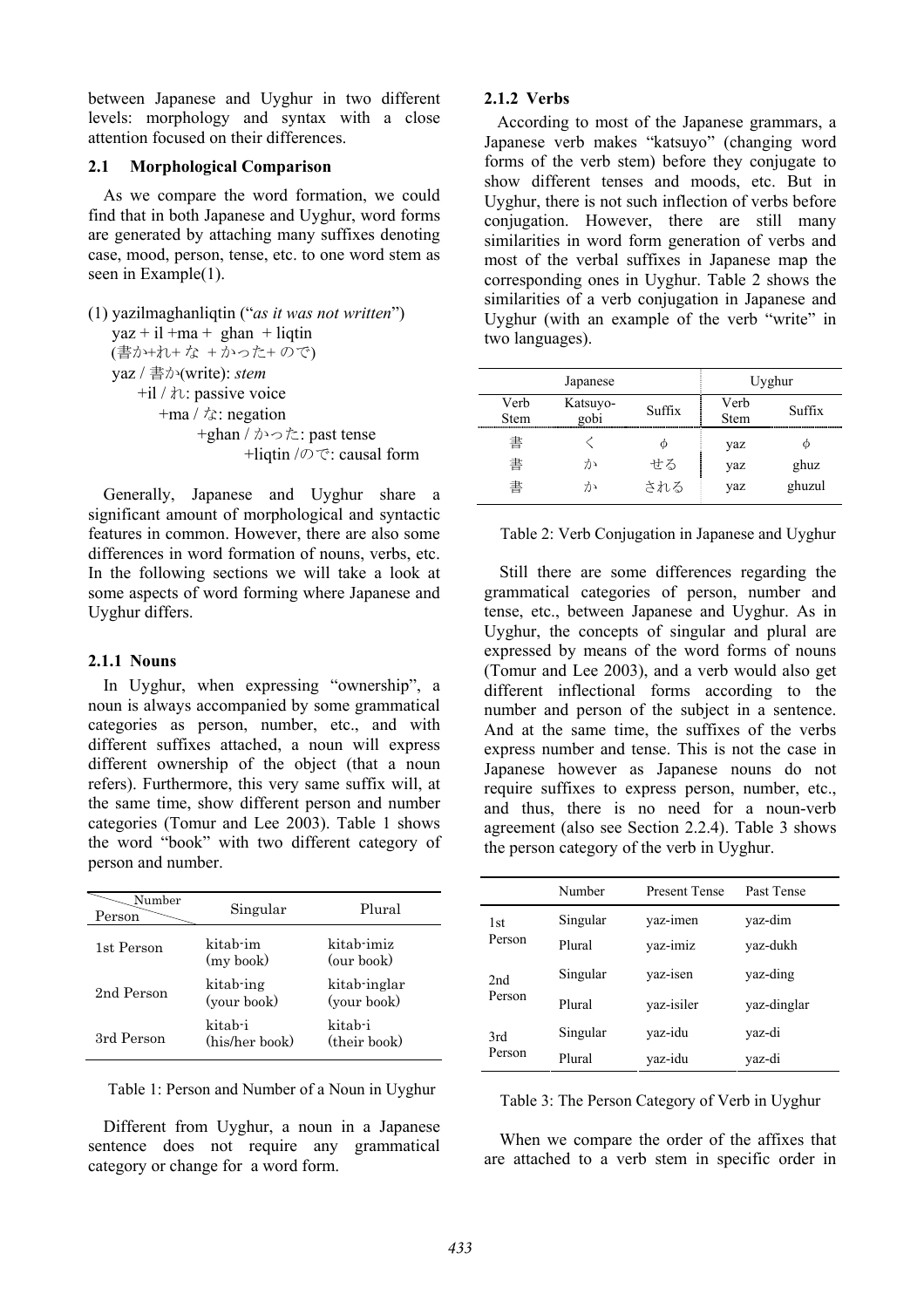between Japanese and Uyghur in two different levels: morphology and syntax with a close attention focused on their differences.

### 2.1 Morphological Comparison

As we compare the word formation, we could find that in both Japanese and Uyghur, word forms are generated by attaching many suffixes denoting case, mood, person, tense, etc. to one word stem as seen in Example(1).

(1) yazilmaghanliqtin ("*as it was not written*")
  yaz + il +ma + ghan + liqtin
  (書か+れ+ な + かった+ ので)
  yaz / 書か(write): *stem*
    +il / れ: passive voice
      +ma / な: negation
        +ghan / かった: past tense
          +liqtin /ので: causal form

Generally, Japanese and Uyghur share a significant amount of morphological and syntactic features in common. However, there are also some differences in word formation of nouns, verbs, etc. In the following sections we will take a look at some aspects of word forming where Japanese and Uyghur differs.

#### 2.1.1 Nouns

In Uyghur, when expressing "ownership", a noun is always accompanied by some grammatical categories as person, number, etc., and with different suffixes attached, a noun will express different ownership of the object (that a noun refers). Furthermore, this very same suffix will, at the same time, show different person and number categories (Tomur and Lee 2003). Table 1 shows the word "book" with two different category of person and number.

| Person \ Number | Singular | Plural |
|---|---|---|
| 1st Person | kitab-im (my book) | kitab-imiz (our book) |
| 2nd Person | kitab-ing (your book) | kitab-inglar (your book) |
| 3rd Person | kitab-i (his/her book) | kitab-i (their book) |

Table 1: Person and Number of a Noun in Uyghur

Different from Uyghur, a noun in a Japanese sentence does not require any grammatical category or change for a word form.

#### 2.1.2 Verbs

According to most of the Japanese grammars, a Japanese verb makes "katsuyo" (changing word forms of the verb stem) before they conjugate to show different tenses and moods, etc. But in Uyghur, there is not such inflection of verbs before conjugation. However, there are still many similarities in word form generation of verbs and most of the verbal suffixes in Japanese map the corresponding ones in Uyghur. Table 2 shows the similarities of a verb conjugation in Japanese and Uyghur (with an example of the verb "write" in two languages).

| Japanese | | | Uyghur | |
|---|---|---|---|---|
| Verb Stem | Katsuyo-gobi | Suffix | Verb Stem | Suffix |
| 書 | く | φ | yaz | φ |
| 書 | か | せる | yaz | ghuz |
| 書 | か | される | yaz | ghuzul |

Table 2: Verb Conjugation in Japanese and Uyghur

Still there are some differences regarding the grammatical categories of person, number and tense, etc., between Japanese and Uyghur. As in Uyghur, the concepts of singular and plural are expressed by means of the word forms of nouns (Tomur and Lee 2003), and a verb would also get different inflectional forms according to the number and person of the subject in a sentence. And at the same time, the suffixes of the verbs express number and tense. This is not the case in Japanese however as Japanese nouns do not require suffixes to express person, number, etc., and thus, there is no need for a noun-verb agreement (also see Section 2.2.4). Table 3 shows the person category of the verb in Uyghur.

| | Number | Present Tense | Past Tense |
|---|---|---|---|
| 1st Person | Singular | yaz-imen | yaz-dim |
| | Plural | yaz-imiz | yaz-dukh |
| 2nd Person | Singular | yaz-isen | yaz-ding |
| | Plural | yaz-isiler | yaz-dinglar |
| 3rd Person | Singular | yaz-idu | yaz-di |
| | Plural | yaz-idu | yaz-di |

Table 3: The Person Category of Verb in Uyghur

When we compare the order of the affixes that are attached to a verb stem in specific order in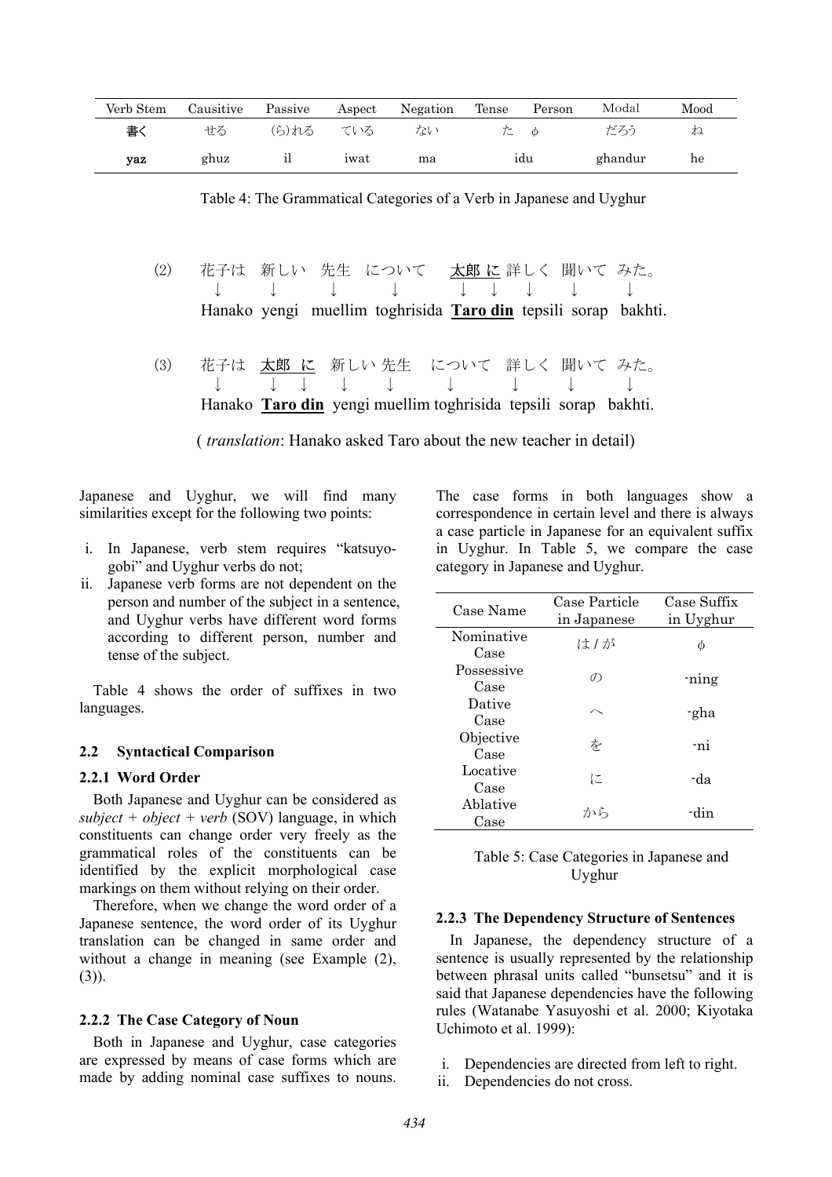| Verb Stem | Causitive | Passive | Aspect | Negation | Tense | Person | Modal | Mood |
|---|---|---|---|---|---|---|---|---|
| 書く | せる | (ら)れる | ている | ない | た | φ | だろう | ね |
| **yaz** | ghuz | il | iwat | ma | idu | | ghandur | he |

Table 4: The Grammatical Categories of a Verb in Japanese and Uyghur

(2) 花子は 新しい 先生 について **太郎 に** 詳しく 聞いて みた。
↓ ↓ ↓ ↓ ↓ ↓ ↓ ↓ ↓
Hanako yengi muellim toghrisida **Taro din** tepsili sorap bakhti.

(3) 花子は **太郎 に** 新しい 先生 について 詳しく 聞いて みた。
↓ ↓ ↓ ↓ ↓ ↓ ↓ ↓ ↓
Hanako **Taro din** yengi muellim toghrisida tepsili sorap bakhti.

( *translation*: Hanako asked Taro about the new teacher in detail)

Japanese and Uyghur, we will find many similarities except for the following two points:

i. In Japanese, verb stem requires "katsuyo-gobi" and Uyghur verbs do not;
ii. Japanese verb forms are not dependent on the person and number of the subject in a sentence, and Uyghur verbs have different word forms according to different person, number and tense of the subject.

Table 4 shows the order of suffixes in two languages.

### 2.2 Syntactical Comparison

#### 2.2.1 Word Order

Both Japanese and Uyghur can be considered as *subject + object + verb* (SOV) language, in which constituents can change order very freely as the grammatical roles of the constituents can be identified by the explicit morphological case markings on them without relying on their order.

Therefore, when we change the word order of a Japanese sentence, the word order of its Uyghur translation can be changed in same order and without a change in meaning (see Example (2), (3)).

#### 2.2.2 The Case Category of Noun

Both in Japanese and Uyghur, case categories are expressed by means of case forms which are made by adding nominal case suffixes to nouns. The case forms in both languages show a correspondence in certain level and there is always a case particle in Japanese for an equivalent suffix in Uyghur. In Table 5, we compare the case category in Japanese and Uyghur.

| Case Name | Case Particle in Japanese | Case Suffix in Uyghur |
|---|---|---|
| Nominative Case | は / が | φ |
| Possessive Case | の | -ning |
| Dative Case | へ | -gha |
| Objective Case | を | -ni |
| Locative Case | に | -da |
| Ablative Case | から | -din |

Table 5: Case Categories in Japanese and Uyghur

#### 2.2.3 The Dependency Structure of Sentences

In Japanese, the dependency structure of a sentence is usually represented by the relationship between phrasal units called "bunsetsu" and it is said that Japanese dependencies have the following rules (Watanabe Yasuyoshi et al. 2000; Kiyotaka Uchimoto et al. 1999):

i. Dependencies are directed from left to right.
ii. Dependencies do not cross.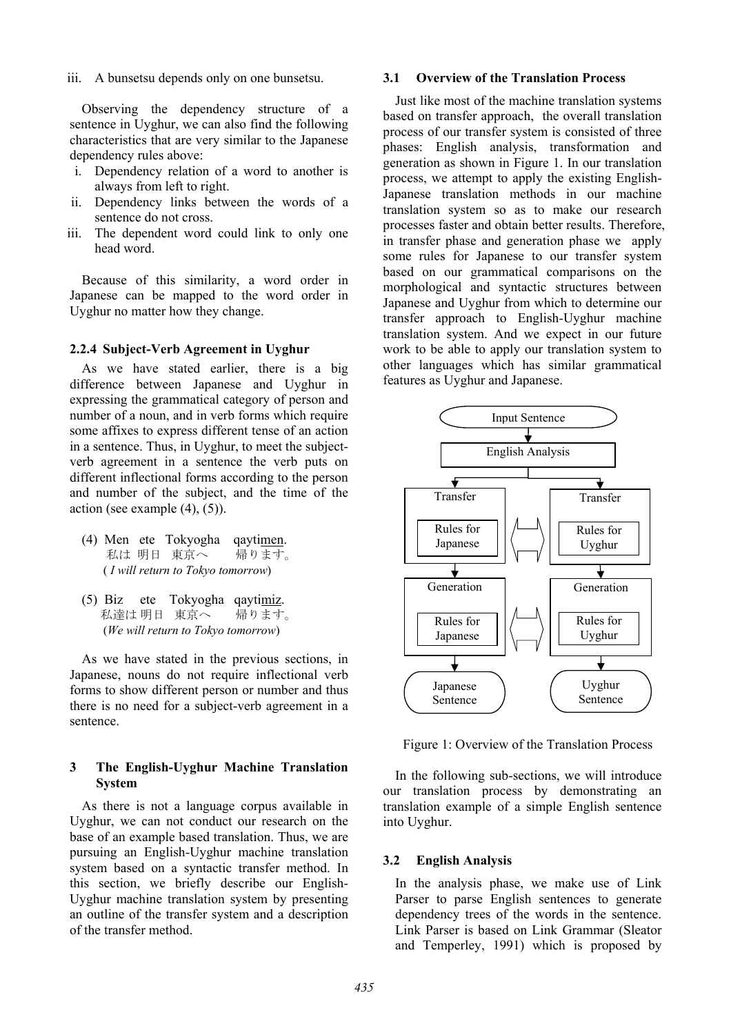iii. A bunsetsu depends only on one bunsetsu.

Observing the dependency structure of a sentence in Uyghur, we can also find the following characteristics that are very similar to the Japanese dependency rules above:

i. Dependency relation of a word to another is always from left to right.
ii. Dependency links between the words of a sentence do not cross.
iii. The dependent word could link to only one head word.

Because of this similarity, a word order in Japanese can be mapped to the word order in Uyghur no matter how they change.

### 2.2.4 Subject-Verb Agreement in Uyghur

As we have stated earlier, there is a big difference between Japanese and Uyghur in expressing the grammatical category of person and number of a noun, and in verb forms which require some affixes to express different tense of an action in a sentence. Thus, in Uyghur, to meet the subject-verb agreement in a sentence the verb puts on different inflectional forms according to the person and number of the subject, and the time of the action (see example (4), (5)).

(4) Men ete Tokyogha qaytimen.
私は 明日 東京へ 帰ります。
( *I will return to Tokyo tomorrow*)

(5) Biz ete Tokyogha qaytimiz.
私達は 明日 東京へ 帰ります。
(*We will return to Tokyo tomorrow*)

As we have stated in the previous sections, in Japanese, nouns do not require inflectional verb forms to show different person or number and thus there is no need for a subject-verb agreement in a sentence.

## 3 The English-Uyghur Machine Translation System

As there is not a language corpus available in Uyghur, we can not conduct our research on the base of an example based translation. Thus, we are pursuing an English-Uyghur machine translation system based on a syntactic transfer method. In this section, we briefly describe our English-Uyghur machine translation system by presenting an outline of the transfer system and a description of the transfer method.

### 3.1 Overview of the Translation Process

Just like most of the machine translation systems based on transfer approach, the overall translation process of our transfer system is consisted of three phases: English analysis, transformation and generation as shown in Figure 1. In our translation process, we attempt to apply the existing English-Japanese translation methods in our machine translation system so as to make our research processes faster and obtain better results. Therefore, in transfer phase and generation phase we apply some rules for Japanese to our transfer system based on our grammatical comparisons on the morphological and syntactic structures between Japanese and Uyghur from which to determine our transfer approach to English-Uyghur machine translation system. And we expect in our future work to be able to apply our translation system to other languages which has similar grammatical features as Uyghur and Japanese.

Input Sentence

English Analysis

Transfer — Rules for Japanese | Transfer — Rules for Uyghur

Generation — Rules for Japanese | Generation — Rules for Uyghur

Japanese Sentence | Uyghur Sentence

Figure 1: Overview of the Translation Process

In the following sub-sections, we will introduce our translation process by demonstrating an translation example of a simple English sentence into Uyghur.

### 3.2 English Analysis

In the analysis phase, we make use of Link Parser to parse English sentences to generate dependency trees of the words in the sentence. Link Parser is based on Link Grammar (Sleator and Temperley, 1991) which is proposed by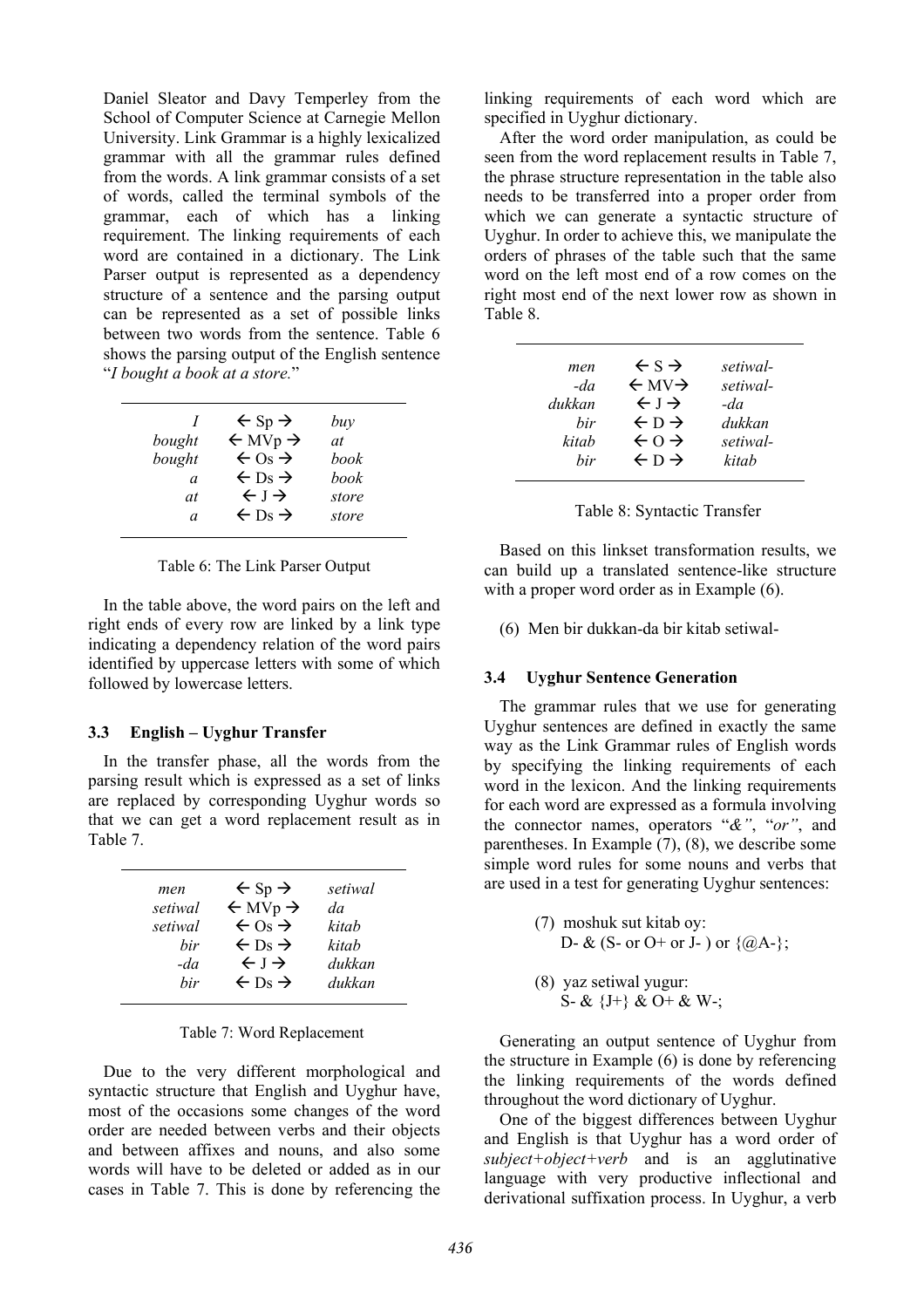Daniel Sleator and Davy Temperley from the School of Computer Science at Carnegie Mellon University. Link Grammar is a highly lexicalized grammar with all the grammar rules defined from the words. A link grammar consists of a set of words, called the terminal symbols of the grammar, each of which has a linking requirement. The linking requirements of each word are contained in a dictionary. The Link Parser output is represented as a dependency structure of a sentence and the parsing output can be represented as a set of possible links between two words from the sentence. Table 6 shows the parsing output of the English sentence "*I bought a book at a store.*"

| | | |
|---|---|---|
| *I* | ← Sp → | *buy* |
| *bought* | ← MVp → | *at* |
| *bought* | ← Os → | *book* |
| *a* | ← Ds → | *book* |
| *at* | ← J → | *store* |
| *a* | ← Ds → | *store* |

Table 6: The Link Parser Output

In the table above, the word pairs on the left and right ends of every row are linked by a link type indicating a dependency relation of the word pairs identified by uppercase letters with some of which followed by lowercase letters.

### 3.3 English – Uyghur Transfer

In the transfer phase, all the words from the parsing result which is expressed as a set of links are replaced by corresponding Uyghur words so that we can get a word replacement result as in Table 7.

| | | |
|---|---|---|
| *men* | ← Sp → | *setiwal* |
| *setiwal* | ← MVp → | *da* |
| *setiwal* | ← Os → | *kitab* |
| *bir* | ← Ds → | *kitab* |
| *-da* | ← J → | *dukkan* |
| *bir* | ← Ds → | *dukkan* |

Table 7: Word Replacement

Due to the very different morphological and syntactic structure that English and Uyghur have, most of the occasions some changes of the word order are needed between verbs and their objects and between affixes and nouns, and also some words will have to be deleted or added as in our cases in Table 7. This is done by referencing the linking requirements of each word which are specified in Uyghur dictionary.

After the word order manipulation, as could be seen from the word replacement results in Table 7, the phrase structure representation in the table also needs to be transferred into a proper order from which we can generate a syntactic structure of Uyghur. In order to achieve this, we manipulate the orders of phrases of the table such that the same word on the left most end of a row comes on the right most end of the next lower row as shown in Table 8.

| | | |
|---|---|---|
| *men* | ← S → | *setiwal-* |
| *-da* | ← MV → | *setiwal-* |
| *dukkan* | ← J → | *-da* |
| *bir* | ← D → | *dukkan* |
| *kitab* | ← O → | *setiwal-* |
| *bir* | ← D → | *kitab* |

Table 8: Syntactic Transfer

Based on this linkset transformation results, we can build up a translated sentence-like structure with a proper word order as in Example (6).

(6) Men bir dukkan-da bir kitab setiwal-

### 3.4 Uyghur Sentence Generation

The grammar rules that we use for generating Uyghur sentences are defined in exactly the same way as the Link Grammar rules of English words by specifying the linking requirements of each word in the lexicon. And the linking requirements for each word are expressed as a formula involving the connector names, operators "*&*", "*or*", and parentheses. In Example (7), (8), we describe some simple word rules for some nouns and verbs that are used in a test for generating Uyghur sentences:

(7) moshuk sut kitab oy:
D- & (S- or O+ or J- ) or {@A-};

(8) yaz setiwal yugur:
S- & {J+} & O+ & W-;

Generating an output sentence of Uyghur from the structure in Example (6) is done by referencing the linking requirements of the words defined throughout the word dictionary of Uyghur.

One of the biggest differences between Uyghur and English is that Uyghur has a word order of *subject+object+verb* and is an agglutinative language with very productive inflectional and derivational suffixation process. In Uyghur, a verb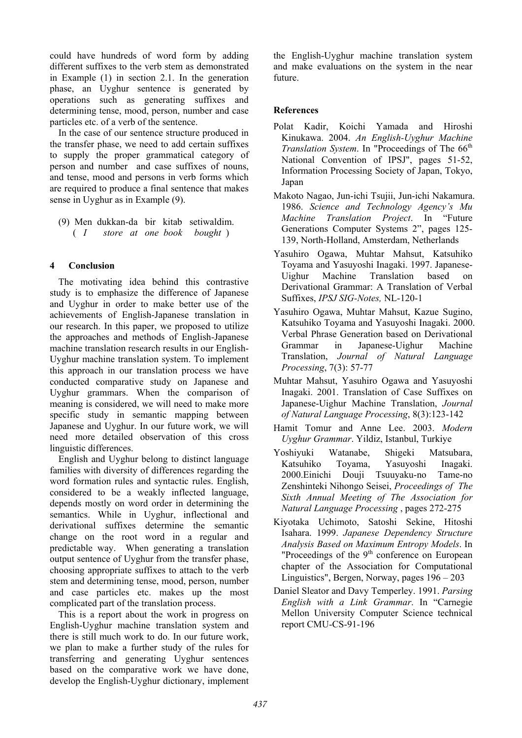could have hundreds of word form by adding different suffixes to the verb stem as demonstrated in Example (1) in section 2.1. In the generation phase, an Uyghur sentence is generated by operations such as generating suffixes and determining tense, mood, person, number and case particles etc. of a verb of the sentence.

In the case of our sentence structure produced in the transfer phase, we need to add certain suffixes to supply the proper grammatical category of person and number and case suffixes of nouns, and tense, mood and persons in verb forms which are required to produce a final sentence that makes sense in Uyghur as in Example (9).

(9) Men dukkan-da bir kitab setiwaldim.
( *I store at one book bought* )

## 4 Conclusion

The motivating idea behind this contrastive study is to emphasize the difference of Japanese and Uyghur in order to make better use of the achievements of English-Japanese translation in our research. In this paper, we proposed to utilize the approaches and methods of English-Japanese machine translation research results in our English-Uyghur machine translation system. To implement this approach in our translation process we have conducted comparative study on Japanese and Uyghur grammars. When the comparison of meaning is considered, we will need to make more specific study in semantic mapping between Japanese and Uyghur. In our future work, we will need more detailed observation of this cross linguistic differences.

English and Uyghur belong to distinct language families with diversity of differences regarding the word formation rules and syntactic rules. English, considered to be a weakly inflected language, depends mostly on word order in determining the semantics. While in Uyghur, inflectional and derivational suffixes determine the semantic change on the root word in a regular and predictable way. When generating a translation output sentence of Uyghur from the transfer phase, choosing appropriate suffixes to attach to the verb stem and determining tense, mood, person, number and case particles etc. makes up the most complicated part of the translation process.

This is a report about the work in progress on English-Uyghur machine translation system and there is still much work to do. In our future work, we plan to make a further study of the rules for transferring and generating Uyghur sentences based on the comparative work we have done, develop the English-Uyghur dictionary, implement the English-Uyghur machine translation system and make evaluations on the system in the near future.

## References

Polat Kadir, Koichi Yamada and Hiroshi Kinukawa. 2004. *An English-Uyghur Machine Translation System*. In "Proceedings of The 66th National Convention of IPSJ", pages 51-52, Information Processing Society of Japan, Tokyo, Japan

Makoto Nagao, Jun-ichi Tsujii, Jun-ichi Nakamura. 1986. *Science and Technology Agency's Mu Machine Translation Project*. In "Future Generations Computer Systems 2", pages 125-139, North-Holland, Amsterdam, Netherlands

Yasuhiro Ogawa, Muhtar Mahsut, Katsuhiko Toyama and Yasuyoshi Inagaki. 1997. Japanese-Uighur Machine Translation based on Derivational Grammar: A Translation of Verbal Suffixes, *IPSJ SIG-Notes,* NL-120-1

Yasuhiro Ogawa, Muhtar Mahsut, Kazue Sugino, Katsuhiko Toyama and Yasuyoshi Inagaki. 2000. Verbal Phrase Generation based on Derivational Grammar in Japanese-Uighur Machine Translation, *Journal of Natural Language Processing*, 7(3): 57-77

Muhtar Mahsut, Yasuhiro Ogawa and Yasuyoshi Inagaki. 2001. Translation of Case Suffixes on Japanese-Uighur Machine Translation, *Journal of Natural Language Processing*, 8(3):123-142

Hamit Tomur and Anne Lee. 2003. *Modern Uyghur Grammar*. Yildiz, Istanbul, Turkiye

Yoshiyuki Watanabe, Shigeki Matsubara, Katsuhiko Toyama, Yasuyoshi Inagaki. 2000.Einichi Douji Tsuuyaku-no Tame-no Zenshinteki Nihongo Seisei, *Proceedings of The Sixth Annual Meeting of The Association for Natural Language Processing* , pages 272-275

Kiyotaka Uchimoto, Satoshi Sekine, Hitoshi Isahara. 1999. *Japanese Dependency Structure Analysis Based on Maximum Entropy Models*. In "Proceedings of the 9th conference on European chapter of the Association for Computational Linguistics", Bergen, Norway, pages 196 – 203

Daniel Sleator and Davy Temperley. 1991. *Parsing English with a Link Grammar*. In "Carnegie Mellon University Computer Science technical report CMU-CS-91-196